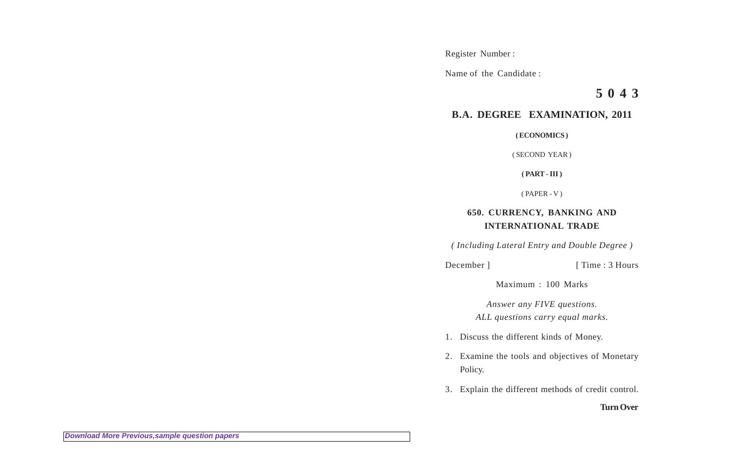Register Number :

Name of the Candidate :

**5 0 4 3**

## B.A. DEGREE EXAMINATION, 2011

**( ECONOMICS )**

( SECOND YEAR )

**( PART - III )**

( PAPER - V )

### 650. CURRENCY, BANKING AND INTERNATIONAL TRADE

*( Including Lateral Entry and Double Degree )*

December ] [ Time : 3 Hours

Maximum : 100 Marks

*Answer any FIVE questions.*
*ALL questions carry equal marks.*

1. Discuss the different kinds of Money.
2. Examine the tools and objectives of Monetary Policy.
3. Explain the different methods of credit control.

**Turn Over**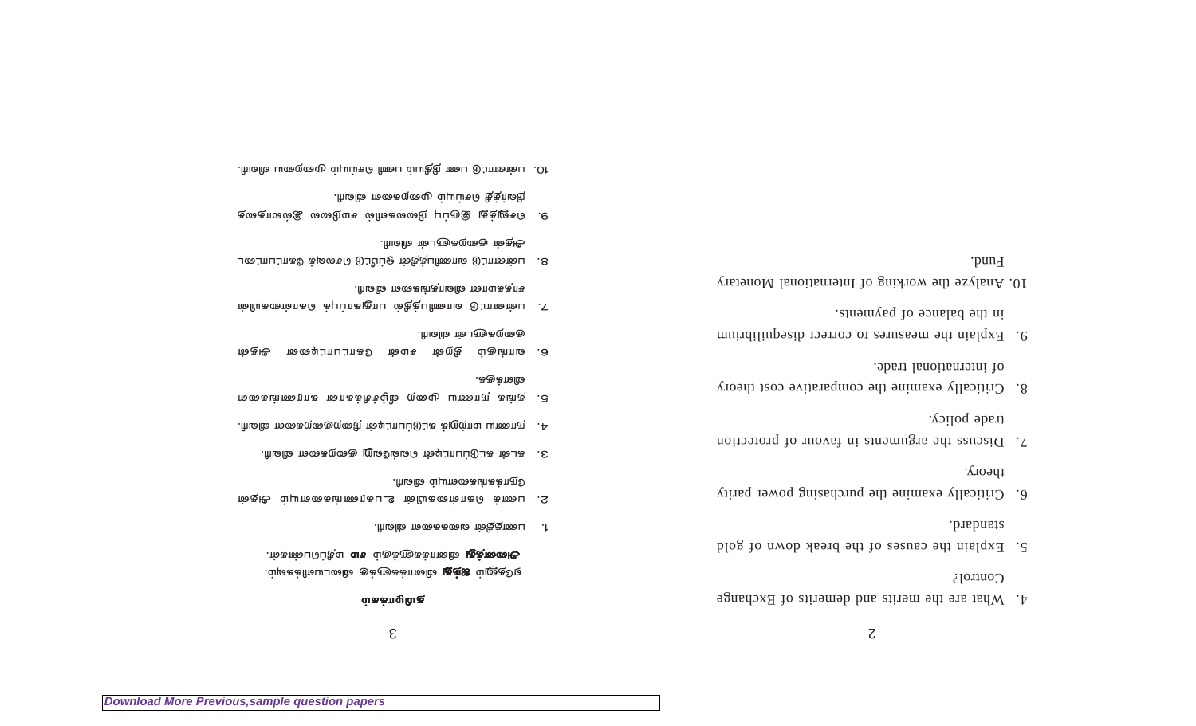4. What are the merits and demerits of Exchange Control?

5. Explain the causes of the break down of gold standard.

6. Critically examine the purchasing power parity theory.

7. Discuss the arguments in favour of protection trade policy.

8. Critically examine the comparative cost theory of international trade.

9. Explain the measures to correct disequilibrium in the balance of payments.

10. Analyze the working of International Monetary Fund.

## தமிழாக்கம்

ஏதேனும் **ஐந்து** வினாக்களுக்கு விடையளிக்கவும்.

**அனைத்து** வினாக்களுக்கும் **சம** மதிப்பெண்கள்.

1. பணத்தின் வகைகளை விவரி.

2. பணக் கொள்கையின் உடனடி நோக்கங்களையும் அதன் குறிக்கோளையும் விவரி.

3. கடன் கட்டுப்பாட்டின் வெவ்வேறு முறைகளை விவரி.

4. நாணய மாற்றுக் கட்டுப்பாட்டின் நிறைகுறைகளை விவரி.

5. தங்க நாணய முறை வீழ்ச்சிக்கான காரணங்களை விளக்கு.

6. வாங்கும் திறன் சமன் கோட்பாட்டினை அதன் குறைகளுடன் விவரி.

7. பன்னாட்டு வாணிபத்தில் பாதுகாப்புக் கொள்கையின் சாதகமான விவாதங்களை விவரி.

8. பன்னாட்டு வாணிபத்தின் ஒப்பீட்டுச் செலவுக் கோட்பாட்டினை அதன் குறைகளுடன் விவரி.

9. செலுத்து இருப்பு நிலையில் சமநிலை இல்லாததை நிவர்த்தி செய்யும் முறைகளை விவரி.

10. பன்னாட்டு பண நிதியம் பணி செய்யும் முறையை விவரி.